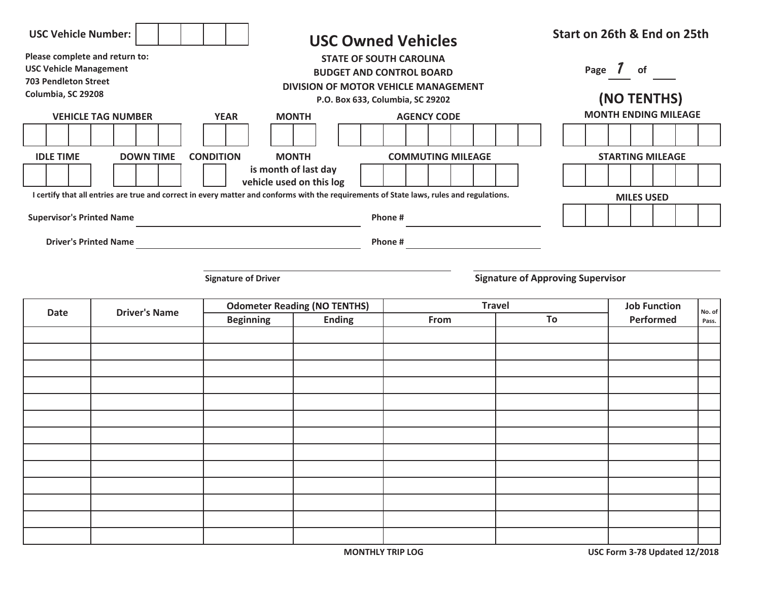**USC Vehicle Number:** | | | | | |

Please complete and return to:
USC Vehicle Management
703 Pendleton Street
Columbia, SC 29208

# USC Owned Vehicles

**STATE OF SOUTH CAROLINA**
**BUDGET AND CONTROL BOARD**
**DIVISION OF MOTOR VEHICLE MANAGEMENT**
**P.O. Box 633, Columbia, SC 29202**

**Start on 26th & End on 25th**

Page 1 of ____

**(NO TENTHS)**

**VEHICLE TAG NUMBER** | **YEAR** | **MONTH** | **AGENCY CODE**

**MONTH ENDING MILEAGE**

**IDLE TIME** | **DOWN TIME** | **CONDITION** | **MONTH** is month of last day vehicle used on this log | **COMMUTING MILEAGE**

**STARTING MILEAGE**

**MILES USED**

I certify that all entries are true and correct in every matter and conforms with the requirements of State laws, rules and regulations.

Supervisor's Printed Name ______________________ Phone # ______________

Driver's Printed Name ______________________ Phone # ______________

______________________ Signature of Driver

______________________ Signature of Approving Supervisor

| Date | Driver's Name | Odometer Reading (NO TENTHS) | | Travel | | Job Function Performed | No. of Pass. |
|---|---|---|---|---|---|---|---|
| | | Beginning | Ending | From | To | | |
| | | | | | | | |
| | | | | | | | |
| | | | | | | | |
| | | | | | | | |
| | | | | | | | |
| | | | | | | | |
| | | | | | | | |
| | | | | | | | |
| | | | | | | | |
| | | | | | | | |
| | | | | | | | |
| | | | | | | | |
| | | | | | | | |

MONTHLY TRIP LOG

USC Form 3-78 Updated 12/2018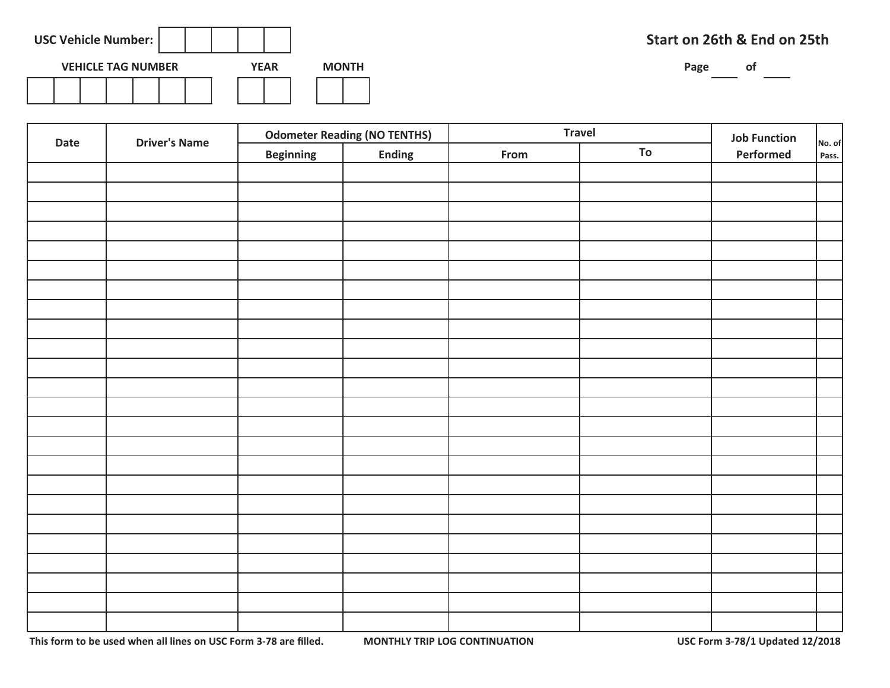USC Vehicle Number: | | | | | |

**Start on 26th & End on 25th**

| VEHICLE TAG NUMBER | YEAR | MONTH |
|---|---|---|
| | | |

Page ____ of ____

| Date | Driver's Name | Odometer Reading (NO TENTHS) | | Travel | | Job Function Performed | No. of Pass. |
|---|---|---|---|---|---|---|---|
| | | Beginning | Ending | From | To | | |
| | | | | | | | |
| | | | | | | | |
| | | | | | | | |
| | | | | | | | |
| | | | | | | | |
| | | | | | | | |
| | | | | | | | |
| | | | | | | | |
| | | | | | | | |
| | | | | | | | |
| | | | | | | | |
| | | | | | | | |
| | | | | | | | |
| | | | | | | | |
| | | | | | | | |
| | | | | | | | |
| | | | | | | | |
| | | | | | | | |
| | | | | | | | |
| | | | | | | | |
| | | | | | | | |
| | | | | | | | |
| | | | | | | | |
| | | | | | | | |

This form to be used when all lines on USC Form 3-78 are filled.

MONTHLY TRIP LOG CONTINUATION

USC Form 3-78/1 Updated 12/2018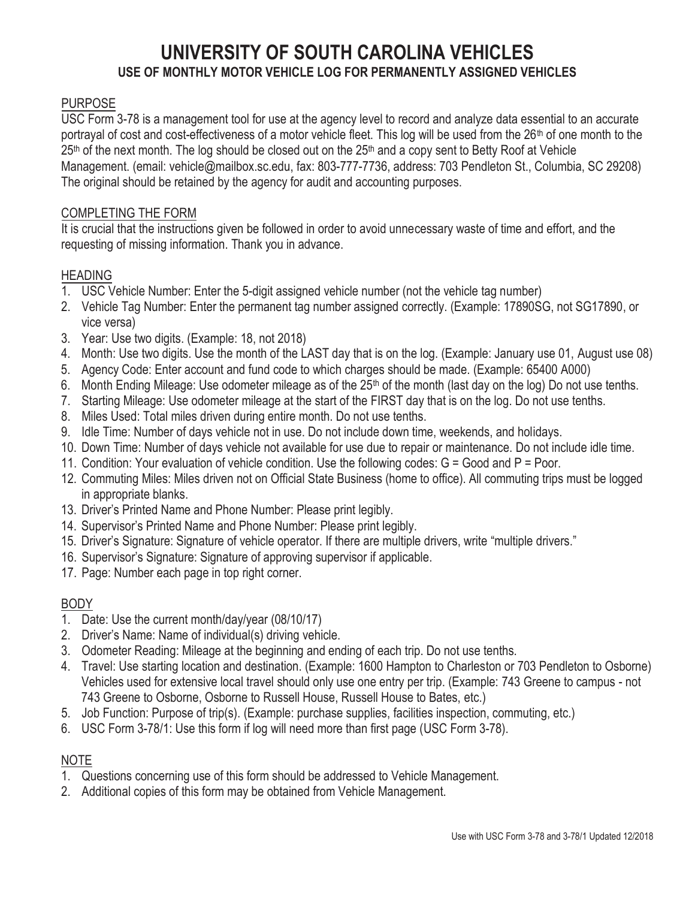# UNIVERSITY OF SOUTH CAROLINA VEHICLES

## USE OF MONTHLY MOTOR VEHICLE LOG FOR PERMANENTLY ASSIGNED VEHICLES

### PURPOSE

USC Form 3-78 is a management tool for use at the agency level to record and analyze data essential to an accurate portrayal of cost and cost-effectiveness of a motor vehicle fleet. This log will be used from the 26th of one month to the 25th of the next month. The log should be closed out on the 25th and a copy sent to Betty Roof at Vehicle Management. (email: vehicle@mailbox.sc.edu, fax: 803-777-7736, address: 703 Pendleton St., Columbia, SC 29208) The original should be retained by the agency for audit and accounting purposes.

### COMPLETING THE FORM

It is crucial that the instructions given be followed in order to avoid unnecessary waste of time and effort, and the requesting of missing information. Thank you in advance.

### HEADING

1. USC Vehicle Number: Enter the 5-digit assigned vehicle number (not the vehicle tag number)
2. Vehicle Tag Number: Enter the permanent tag number assigned correctly. (Example: 17890SG, not SG17890, or vice versa)
3. Year: Use two digits. (Example: 18, not 2018)
4. Month: Use two digits. Use the month of the LAST day that is on the log. (Example: January use 01, August use 08)
5. Agency Code: Enter account and fund code to which charges should be made. (Example: 65400 A000)
6. Month Ending Mileage: Use odometer mileage as of the 25th of the month (last day on the log) Do not use tenths.
7. Starting Mileage: Use odometer mileage at the start of the FIRST day that is on the log. Do not use tenths.
8. Miles Used: Total miles driven during entire month. Do not use tenths.
9. Idle Time: Number of days vehicle not in use. Do not include down time, weekends, and holidays.
10. Down Time: Number of days vehicle not available for use due to repair or maintenance. Do not include idle time.
11. Condition: Your evaluation of vehicle condition. Use the following codes: G = Good and P = Poor.
12. Commuting Miles: Miles driven not on Official State Business (home to office). All commuting trips must be logged in appropriate blanks.
13. Driver's Printed Name and Phone Number: Please print legibly.
14. Supervisor's Printed Name and Phone Number: Please print legibly.
15. Driver's Signature: Signature of vehicle operator. If there are multiple drivers, write "multiple drivers."
16. Supervisor's Signature: Signature of approving supervisor if applicable.
17. Page: Number each page in top right corner.

### BODY

1. Date: Use the current month/day/year (08/10/17)
2. Driver's Name: Name of individual(s) driving vehicle.
3. Odometer Reading: Mileage at the beginning and ending of each trip. Do not use tenths.
4. Travel: Use starting location and destination. (Example: 1600 Hampton to Charleston or 703 Pendleton to Osborne) Vehicles used for extensive local travel should only use one entry per trip. (Example: 743 Greene to campus - not 743 Greene to Osborne, Osborne to Russell House, Russell House to Bates, etc.)
5. Job Function: Purpose of trip(s). (Example: purchase supplies, facilities inspection, commuting, etc.)
6. USC Form 3-78/1: Use this form if log will need more than first page (USC Form 3-78).

### NOTE

1. Questions concerning use of this form should be addressed to Vehicle Management.
2. Additional copies of this form may be obtained from Vehicle Management.

Use with USC Form 3-78 and 3-78/1 Updated 12/2018